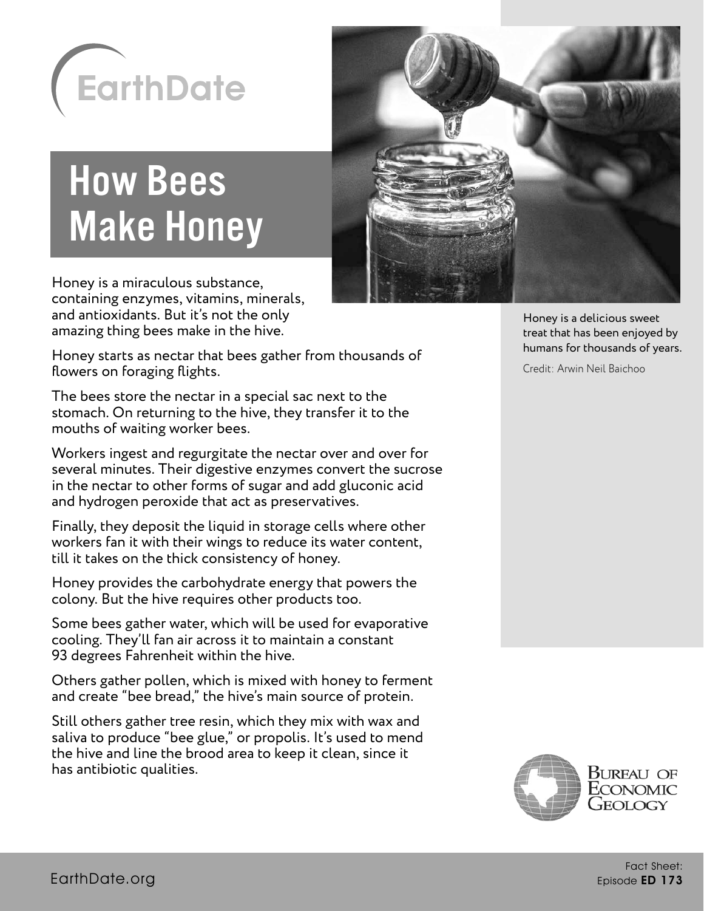EarthDate

# How Bees Make Honey

Honey is a miraculous substance, containing enzymes, vitamins, minerals, and antioxidants. But it's not the only amazing thing bees make in the hive.

Honey starts as nectar that bees gather from thousands of flowers on foraging flights.

The bees store the nectar in a special sac next to the stomach. On returning to the hive, they transfer it to the mouths of waiting worker bees.

Workers ingest and regurgitate the nectar over and over for several minutes. Their digestive enzymes convert the sucrose in the nectar to other forms of sugar and add gluconic acid and hydrogen peroxide that act as preservatives.

Finally, they deposit the liquid in storage cells where other workers fan it with their wings to reduce its water content, till it takes on the thick consistency of honey.

Honey provides the carbohydrate energy that powers the colony. But the hive requires other products too.

Some bees gather water, which will be used for evaporative cooling. They'll fan air across it to maintain a constant 93 degrees Fahrenheit within the hive.

Others gather pollen, which is mixed with honey to ferment and create "bee bread," the hive's main source of protein.

Still others gather tree resin, which they mix with wax and saliva to produce "bee glue," or propolis. It's used to mend the hive and line the brood area to keep it clean, since it has antibiotic qualities.

Honey is a delicious sweet treat that has been enjoyed by humans for thousands of years.

Credit: Arwin Neil Baichoo

Bureau of Economic Geology

EarthDate.org

Fact Sheet: Episode **ED 173**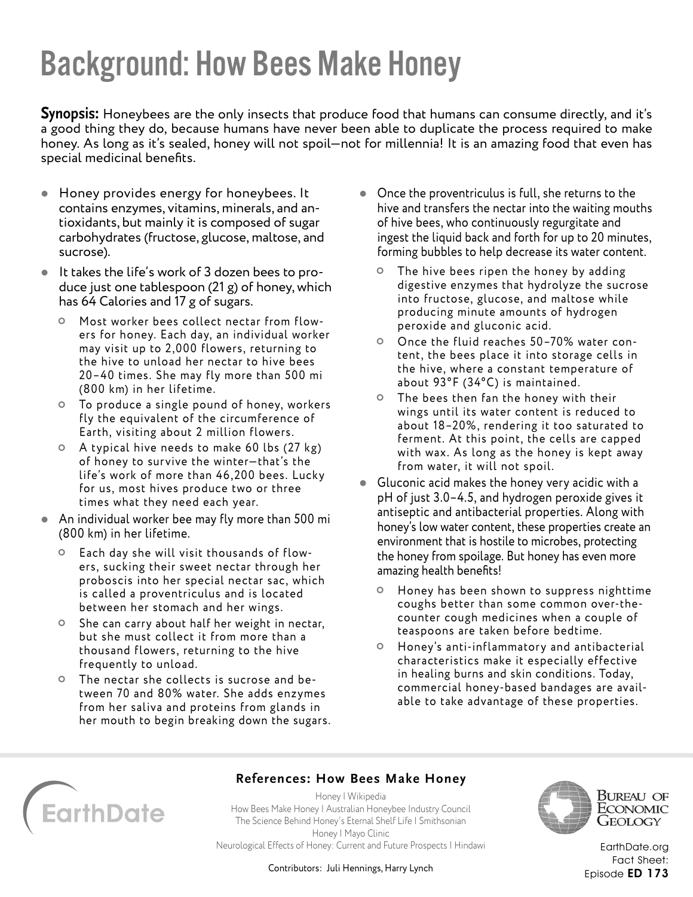# Background: How Bees Make Honey

**Synopsis:** Honeybees are the only insects that produce food that humans can consume directly, and it's a good thing they do, because humans have never been able to duplicate the process required to make honey. As long as it's sealed, honey will not spoil—not for millennia! It is an amazing food that even has special medicinal benefits.

- Honey provides energy for honeybees. It contains enzymes, vitamins, minerals, and antioxidants, but mainly it is composed of sugar carbohydrates (fructose, glucose, maltose, and sucrose).
- It takes the life's work of 3 dozen bees to produce just one tablespoon (21 g) of honey, which has 64 Calories and 17 g of sugars.
  - Most worker bees collect nectar from flowers for honey. Each day, an individual worker may visit up to 2,000 flowers, returning to the hive to unload her nectar to hive bees 20–40 times. She may fly more than 500 mi (800 km) in her lifetime.
  - To produce a single pound of honey, workers fly the equivalent of the circumference of Earth, visiting about 2 million flowers.
  - A typical hive needs to make 60 lbs (27 kg) of honey to survive the winter—that's the life's work of more than 46,200 bees. Lucky for us, most hives produce two or three times what they need each year.
- An individual worker bee may fly more than 500 mi (800 km) in her lifetime.
  - Each day she will visit thousands of flowers, sucking their sweet nectar through her proboscis into her special nectar sac, which is called a proventriculus and is located between her stomach and her wings.
  - She can carry about half her weight in nectar, but she must collect it from more than a thousand flowers, returning to the hive frequently to unload.
  - The nectar she collects is sucrose and between 70 and 80% water. She adds enzymes from her saliva and proteins from glands in her mouth to begin breaking down the sugars.
- Once the proventriculus is full, she returns to the hive and transfers the nectar into the waiting mouths of hive bees, who continuously regurgitate and ingest the liquid back and forth for up to 20 minutes, forming bubbles to help decrease its water content.
  - The hive bees ripen the honey by adding digestive enzymes that hydrolyze the sucrose into fructose, glucose, and maltose while producing minute amounts of hydrogen peroxide and gluconic acid.
  - Once the fluid reaches 50–70% water content, the bees place it into storage cells in the hive, where a constant temperature of about 93°F (34°C) is maintained.
  - The bees then fan the honey with their wings until its water content is reduced to about 18–20%, rendering it too saturated to ferment. At this point, the cells are capped with wax. As long as the honey is kept away from water, it will not spoil.
- Gluconic acid makes the honey very acidic with a pH of just 3.0–4.5, and hydrogen peroxide gives it antiseptic and antibacterial properties. Along with honey's low water content, these properties create an environment that is hostile to microbes, protecting the honey from spoilage. But honey has even more amazing health benefits!
  - Honey has been shown to suppress nighttime coughs better than some common over-the-counter cough medicines when a couple of teaspoons are taken before bedtime.
  - Honey's anti-inflammatory and antibacterial characteristics make it especially effective in healing burns and skin conditions. Today, commercial honey-based bandages are available to take advantage of these properties.

### References: How Bees Make Honey

Honey | Wikipedia
How Bees Make Honey | Australian Honeybee Industry Council
The Science Behind Honey's Eternal Shelf Life | Smithsonian
Honey | Mayo Clinic
Neurological Effects of Honey: Current and Future Prospects | Hindawi

Contributors: Juli Hennings, Harry Lynch

EarthDate.org
Fact Sheet:
Episode **ED 173**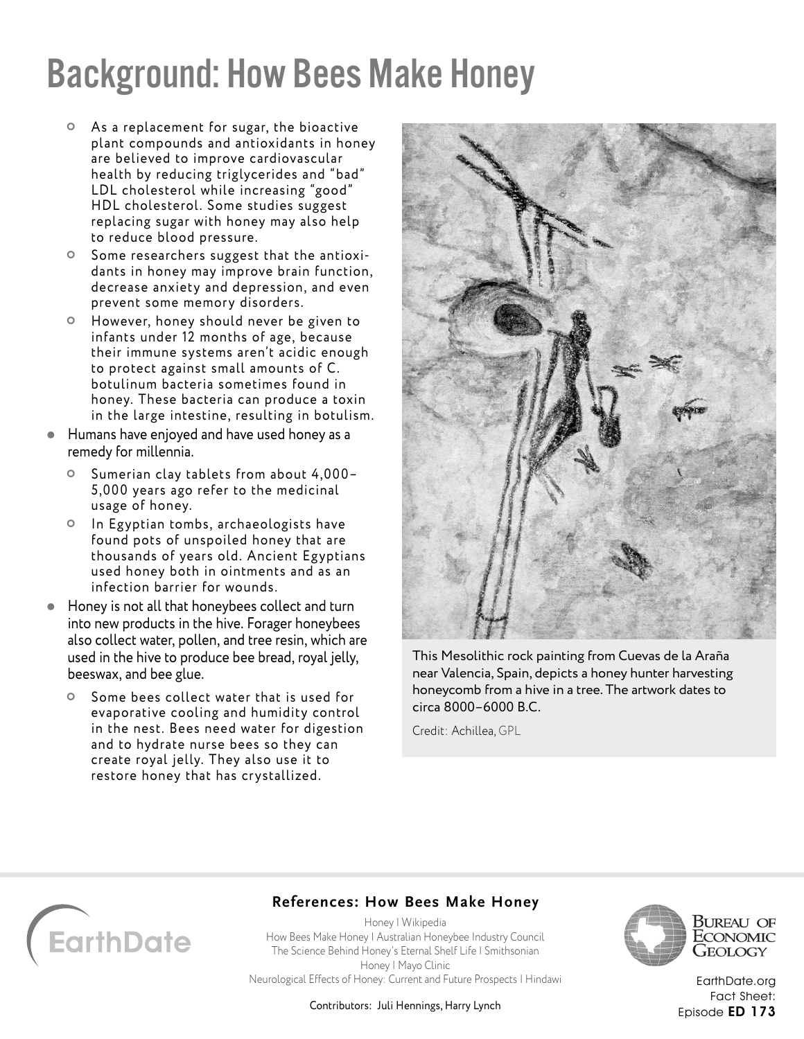# Background: How Bees Make Honey

- As a replacement for sugar, the bioactive plant compounds and antioxidants in honey are believed to improve cardiovascular health by reducing triglycerides and "bad" LDL cholesterol while increasing "good" HDL cholesterol. Some studies suggest replacing sugar with honey may also help to reduce blood pressure.
- Some researchers suggest that the antioxidants in honey may improve brain function, decrease anxiety and depression, and even prevent some memory disorders.
- However, honey should never be given to infants under 12 months of age, because their immune systems aren't acidic enough to protect against small amounts of C. botulinum bacteria sometimes found in honey. These bacteria can produce a toxin in the large intestine, resulting in botulism.

- Humans have enjoyed and have used honey as a remedy for millennia.
  - Sumerian clay tablets from about 4,000–5,000 years ago refer to the medicinal usage of honey.
  - In Egyptian tombs, archaeologists have found pots of unspoiled honey that are thousands of years old. Ancient Egyptians used honey both in ointments and as an infection barrier for wounds.
- Honey is not all that honeybees collect and turn into new products in the hive. Forager honeybees also collect water, pollen, and tree resin, which are used in the hive to produce bee bread, royal jelly, beeswax, and bee glue.
  - Some bees collect water that is used for evaporative cooling and humidity control in the nest. Bees need water for digestion and to hydrate nurse bees so they can create royal jelly. They also use it to restore honey that has crystallized.

This Mesolithic rock painting from Cuevas de la Araña near Valencia, Spain, depicts a honey hunter harvesting honeycomb from a hive in a tree. The artwork dates to circa 8000–6000 B.C.

Credit: Achillea, GPL

## References: How Bees Make Honey

Honey | Wikipedia
How Bees Make Honey | Australian Honeybee Industry Council
The Science Behind Honey's Eternal Shelf Life | Smithsonian
Honey | Mayo Clinic
Neurological Effects of Honey: Current and Future Prospects | Hindawi

Contributors: Juli Hennings, Harry Lynch

EarthDate.org
Fact Sheet:
Episode **ED 173**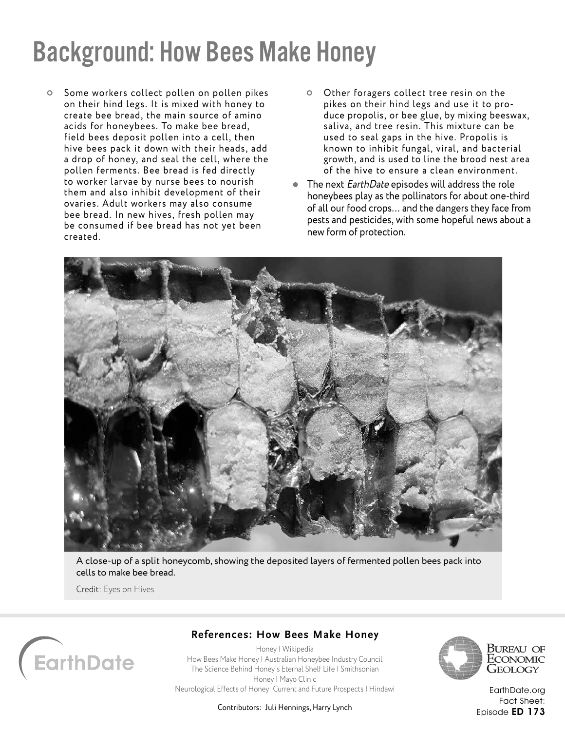# Background: How Bees Make Honey

- Some workers collect pollen on pollen pikes on their hind legs. It is mixed with honey to create bee bread, the main source of amino acids for honeybees. To make bee bread, field bees deposit pollen into a cell, then hive bees pack it down with their heads, add a drop of honey, and seal the cell, where the pollen ferments. Bee bread is fed directly to worker larvae by nurse bees to nourish them and also inhibit development of their ovaries. Adult workers may also consume bee bread. In new hives, fresh pollen may be consumed if bee bread has not yet been created.
- Other foragers collect tree resin on the pikes on their hind legs and use it to produce propolis, or bee glue, by mixing beeswax, saliva, and tree resin. This mixture can be used to seal gaps in the hive. Propolis is known to inhibit fungal, viral, and bacterial growth, and is used to line the brood nest area of the hive to ensure a clean environment.

- The next *EarthDate* episodes will address the role honeybees play as the pollinators for about one-third of all our food crops... and the dangers they face from pests and pesticides, with some hopeful news about a new form of protection.

A close-up of a split honeycomb, showing the deposited layers of fermented pollen bees pack into cells to make bee bread.

Credit: Eyes on Hives

### References: How Bees Make Honey

Honey | Wikipedia
How Bees Make Honey | Australian Honeybee Industry Council
The Science Behind Honey's Eternal Shelf Life | Smithsonian
Honey | Mayo Clinic
Neurological Effects of Honey: Current and Future Prospects | Hindawi

Contributors: Juli Hennings, Harry Lynch

EarthDate

Bureau of Economic Geology

EarthDate.org
Fact Sheet:
Episode **ED 173**